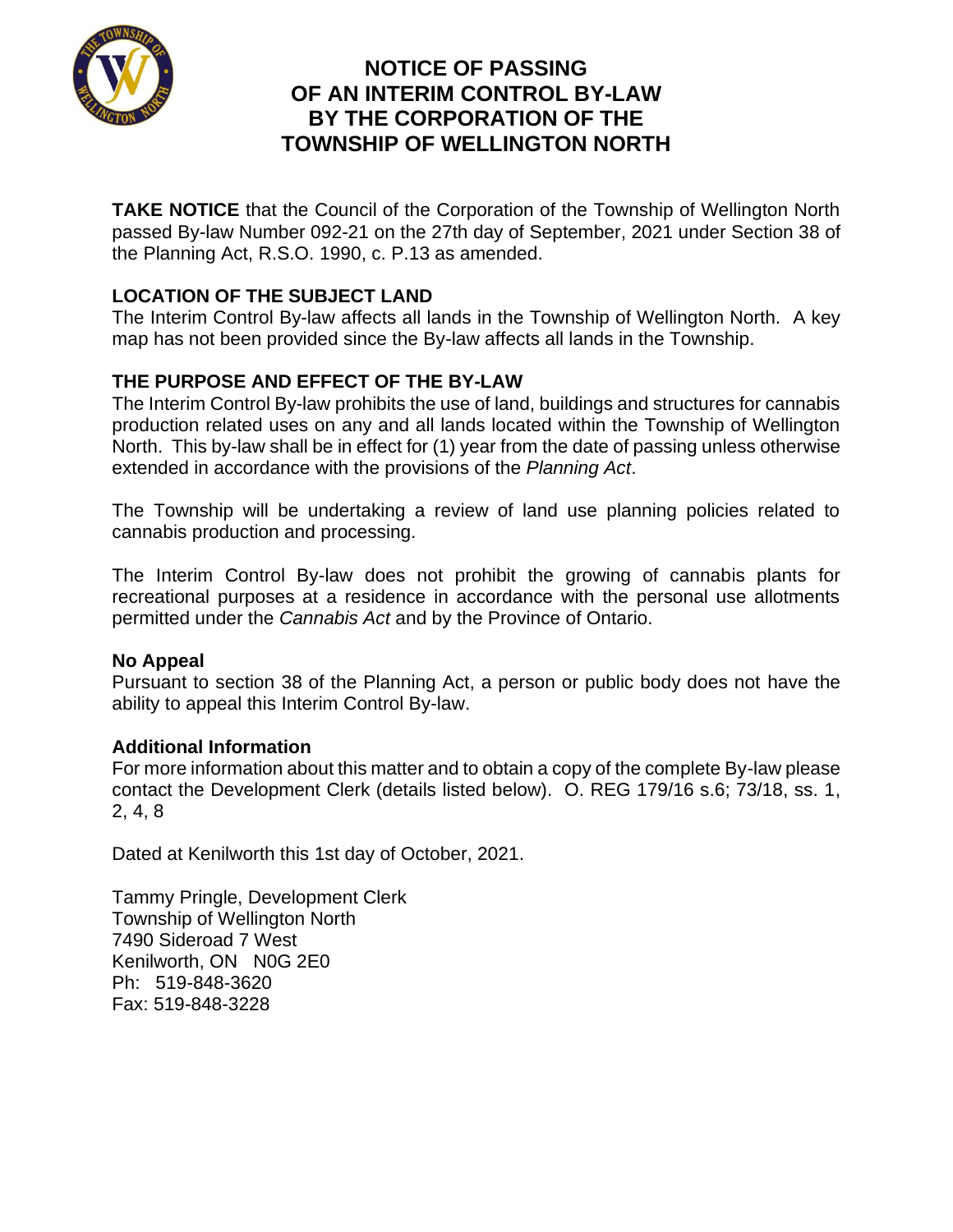# NOTICE OF PASSING OF AN INTERIM CONTROL BY-LAW BY THE CORPORATION OF THE TOWNSHIP OF WELLINGTON NORTH

**TAKE NOTICE** that the Council of the Corporation of the Township of Wellington North passed By-law Number 092-21 on the 27th day of September, 2021 under Section 38 of the Planning Act, R.S.O. 1990, c. P.13 as amended.

## LOCATION OF THE SUBJECT LAND

The Interim Control By-law affects all lands in the Township of Wellington North. A key map has not been provided since the By-law affects all lands in the Township.

## THE PURPOSE AND EFFECT OF THE BY-LAW

The Interim Control By-law prohibits the use of land, buildings and structures for cannabis production related uses on any and all lands located within the Township of Wellington North. This by-law shall be in effect for (1) year from the date of passing unless otherwise extended in accordance with the provisions of the *Planning Act*.

The Township will be undertaking a review of land use planning policies related to cannabis production and processing.

The Interim Control By-law does not prohibit the growing of cannabis plants for recreational purposes at a residence in accordance with the personal use allotments permitted under the *Cannabis Act* and by the Province of Ontario.

### No Appeal

Pursuant to section 38 of the Planning Act, a person or public body does not have the ability to appeal this Interim Control By-law.

### Additional Information

For more information about this matter and to obtain a copy of the complete By-law please contact the Development Clerk (details listed below). O. REG 179/16 s.6; 73/18, ss. 1, 2, 4, 8

Dated at Kenilworth this 1st day of October, 2021.

Tammy Pringle, Development Clerk
Township of Wellington North
7490 Sideroad 7 West
Kenilworth, ON N0G 2E0
Ph: 519-848-3620
Fax: 519-848-3228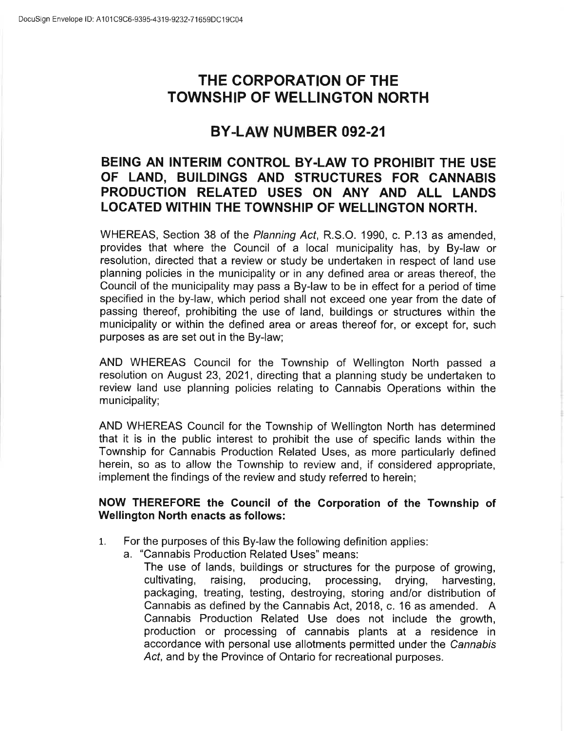# THE CORPORATION OF THE TOWNSHIP OF WELLINGTON NORTH

## BY-LAW NUMBER 092-21

### BEING AN INTERIM CONTROL BY-LAW TO PROHIBIT THE USE OF LAND, BUILDINGS AND STRUCTURES FOR CANNABIS PRODUCTION RELATED USES ON ANY AND ALL LANDS LOCATED WITHIN THE TOWNSHIP OF WELLINGTON NORTH.

WHEREAS, Section 38 of the *Planning Act*, R.S.O. 1990, c. P.13 as amended, provides that where the Council of a local municipality has, by By-law or resolution, directed that a review or study be undertaken in respect of land use planning policies in the municipality or in any defined area or areas thereof, the Council of the municipality may pass a By-law to be in effect for a period of time specified in the by-law, which period shall not exceed one year from the date of passing thereof, prohibiting the use of land, buildings or structures within the municipality or within the defined area or areas thereof for, or except for, such purposes as are set out in the By-law;

AND WHEREAS Council for the Township of Wellington North passed a resolution on August 23, 2021, directing that a planning study be undertaken to review land use planning policies relating to Cannabis Operations within the municipality;

AND WHEREAS Council for the Township of Wellington North has determined that it is in the public interest to prohibit the use of specific lands within the Township for Cannabis Production Related Uses, as more particularly defined herein, so as to allow the Township to review and, if considered appropriate, implement the findings of the review and study referred to herein;

**NOW THEREFORE the Council of the Corporation of the Township of Wellington North enacts as follows:**

1. For the purposes of this By-law the following definition applies:
   a. "Cannabis Production Related Uses" means:
      The use of lands, buildings or structures for the purpose of growing, cultivating, raising, producing, processing, drying, harvesting, packaging, treating, testing, destroying, storing and/or distribution of Cannabis as defined by the Cannabis Act, 2018, c. 16 as amended. A Cannabis Production Related Use does not include the growth, production or processing of cannabis plants at a residence in accordance with personal use allotments permitted under the *Cannabis Act*, and by the Province of Ontario for recreational purposes.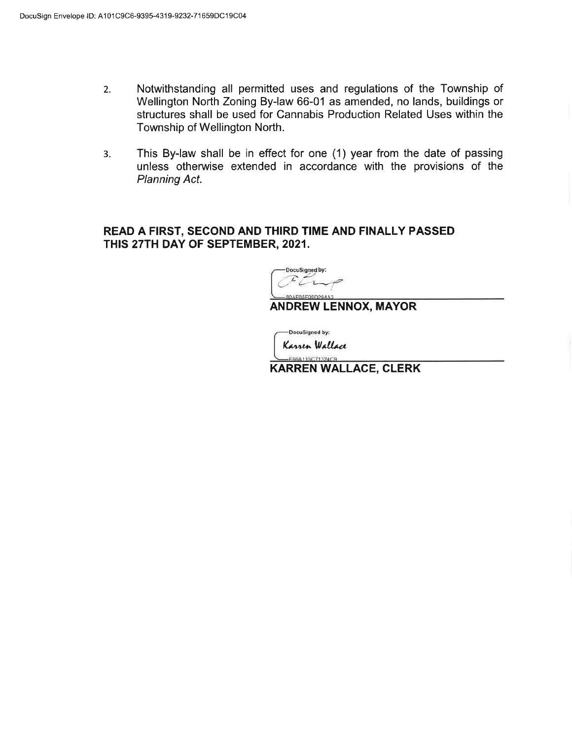2. Notwithstanding all permitted uses and regulations of the Township of Wellington North Zoning By-law 66-01 as amended, no lands, buildings or structures shall be used for Cannabis Production Related Uses within the Township of Wellington North.

3. This By-law shall be in effect for one (1) year from the date of passing unless otherwise extended in accordance with the provisions of the *Planning Act*.

**READ A FIRST, SECOND AND THIRD TIME AND FINALLY PASSED THIS 27TH DAY OF SEPTEMBER, 2021.**

DocuSigned by:

80AE05E08D284A3

**ANDREW LENNOX, MAYOR**

DocuSigned by:

Karren Wallace

E66A115C71324C9

**KARREN WALLACE, CLERK**